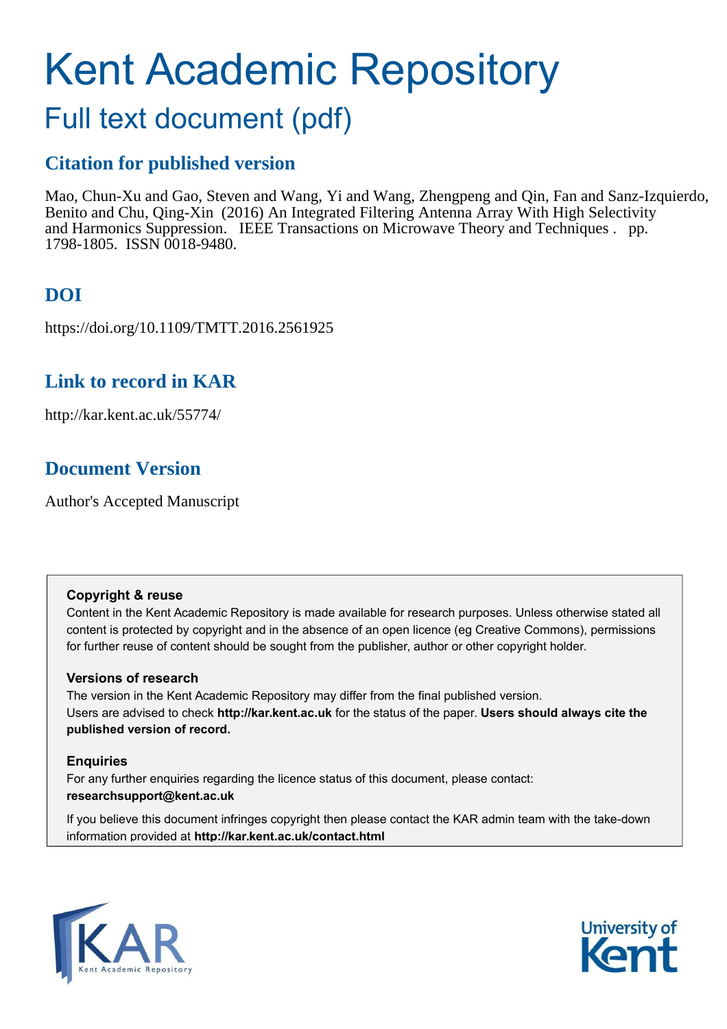# Kent Academic Repository

## Full text document (pdf)

### Citation for published version

Mao, Chun-Xu and Gao, Steven and Wang, Yi and Wang, Zhengpeng and Qin, Fan and Sanz-Izquierdo, Benito and Chu, Qing-Xin (2016) An Integrated Filtering Antenna Array With High Selectivity and Harmonics Suppression. IEEE Transactions on Microwave Theory and Techniques . pp. 1798-1805. ISSN 0018-9480.

### DOI

https://doi.org/10.1109/TMTT.2016.2561925

### Link to record in KAR

http://kar.kent.ac.uk/55774/

### Document Version

Author's Accepted Manuscript

**Copyright & reuse**

Content in the Kent Academic Repository is made available for research purposes. Unless otherwise stated all content is protected by copyright and in the absence of an open licence (eg Creative Commons), permissions for further reuse of content should be sought from the publisher, author or other copyright holder.

**Versions of research**

The version in the Kent Academic Repository may differ from the final published version. Users are advised to check **http://kar.kent.ac.uk** for the status of the paper. **Users should always cite the published version of record.**

**Enquiries**

For any further enquiries regarding the licence status of this document, please contact: **researchsupport@kent.ac.uk**

If you believe this document infringes copyright then please contact the KAR admin team with the take-down information provided at **http://kar.kent.ac.uk/contact.html**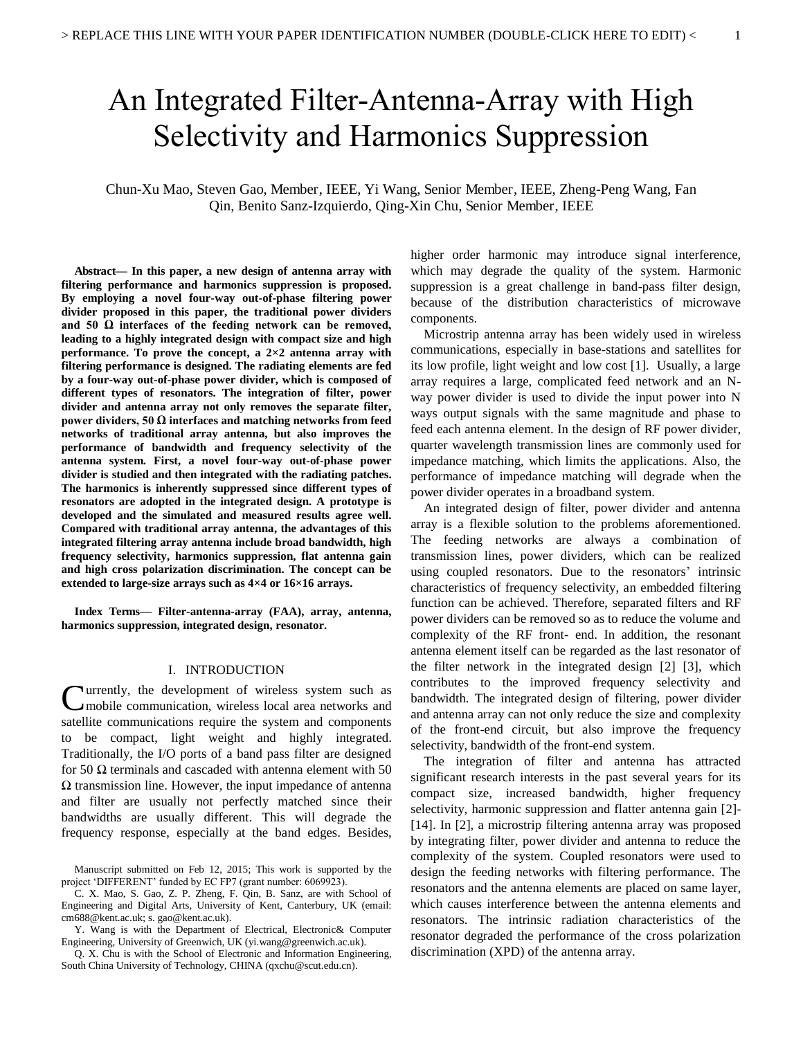# An Integrated Filter-Antenna-Array with High Selectivity and Harmonics Suppression

Chun-Xu Mao, Steven Gao, Member, IEEE, Yi Wang, Senior Member, IEEE, Zheng-Peng Wang, Fan Qin, Benito Sanz-Izquierdo, Qing-Xin Chu, Senior Member, IEEE

***Abstract*— In this paper, a new design of antenna array with filtering performance and harmonics suppression is proposed. By employing a novel four-way out-of-phase filtering power divider proposed in this paper, the traditional power dividers and 50 Ω interfaces of the feeding network can be removed, leading to a highly integrated design with compact size and high performance. To prove the concept, a 2×2 antenna array with filtering performance is designed. The radiating elements are fed by a four-way out-of-phase power divider, which is composed of different types of resonators. The integration of filter, power divider and antenna array not only removes the separate filter, power dividers, 50 Ω interfaces and matching networks from feed networks of traditional array antenna, but also improves the performance of bandwidth and frequency selectivity of the antenna system. First, a novel four-way out-of-phase power divider is studied and then integrated with the radiating patches. The harmonics is inherently suppressed since different types of resonators are adopted in the integrated design. A prototype is developed and the simulated and measured results agree well. Compared with traditional array antenna, the advantages of this integrated filtering array antenna include broad bandwidth, high frequency selectivity, harmonics suppression, flat antenna gain and high cross polarization discrimination. The concept can be extended to large-size arrays such as 4×4 or 16×16 arrays.**

***Index Terms*— Filter-antenna-array (FAA), array, antenna, harmonics suppression, integrated design, resonator.**

## I. INTRODUCTION

Currently, the development of wireless system such as mobile communication, wireless local area networks and satellite communications require the system and components to be compact, light weight and highly integrated. Traditionally, the I/O ports of a band pass filter are designed for 50 Ω terminals and cascaded with antenna element with 50 Ω transmission line. However, the input impedance of antenna and filter are usually not perfectly matched since their bandwidths are usually different. This will degrade the frequency response, especially at the band edges. Besides, higher order harmonic may introduce signal interference, which may degrade the quality of the system. Harmonic suppression is a great challenge in band-pass filter design, because of the distribution characteristics of microwave components.

Microstrip antenna array has been widely used in wireless communications, especially in base-stations and satellites for its low profile, light weight and low cost [1]. Usually, a large array requires a large, complicated feed network and an N-way power divider is used to divide the input power into N ways output signals with the same magnitude and phase to feed each antenna element. In the design of RF power divider, quarter wavelength transmission lines are commonly used for impedance matching, which limits the applications. Also, the performance of impedance matching will degrade when the power divider operates in a broadband system.

An integrated design of filter, power divider and antenna array is a flexible solution to the problems aforementioned. The feeding networks are always a combination of transmission lines, power dividers, which can be realized using coupled resonators. Due to the resonators' intrinsic characteristics of frequency selectivity, an embedded filtering function can be achieved. Therefore, separated filters and RF power dividers can be removed so as to reduce the volume and complexity of the RF front- end. In addition, the resonant antenna element itself can be regarded as the last resonator of the filter network in the integrated design [2] [3], which contributes to the improved frequency selectivity and bandwidth. The integrated design of filtering, power divider and antenna array can not only reduce the size and complexity of the front-end circuit, but also improve the frequency selectivity, bandwidth of the front-end system.

The integration of filter and antenna has attracted significant research interests in the past several years for its compact size, increased bandwidth, higher frequency selectivity, harmonic suppression and flatter antenna gain [2]-[14]. In [2], a microstrip filtering antenna array was proposed by integrating filter, power divider and antenna to reduce the complexity of the system. Coupled resonators were used to design the feeding networks with filtering performance. The resonators and the antenna elements are placed on same layer, which causes interference between the antenna elements and resonators. The intrinsic radiation characteristics of the resonator degraded the performance of the cross polarization discrimination (XPD) of the antenna array.

Manuscript submitted on Feb 12, 2015; This work is supported by the project 'DIFFERENT' funded by EC FP7 (grant number: 6069923).

C. X. Mao, S. Gao, Z. P. Zheng, F. Qin, B. Sanz, are with School of Engineering and Digital Arts, University of Kent, Canterbury, UK (email: cm688@kent.ac.uk; s. gao@kent.ac.uk).

Y. Wang is with the Department of Electrical, Electronic& Computer Engineering, University of Greenwich, UK (yi.wang@greenwich.ac.uk).

Q. X. Chu is with the School of Electronic and Information Engineering, South China University of Technology, CHINA (qxchu@scut.edu.cn).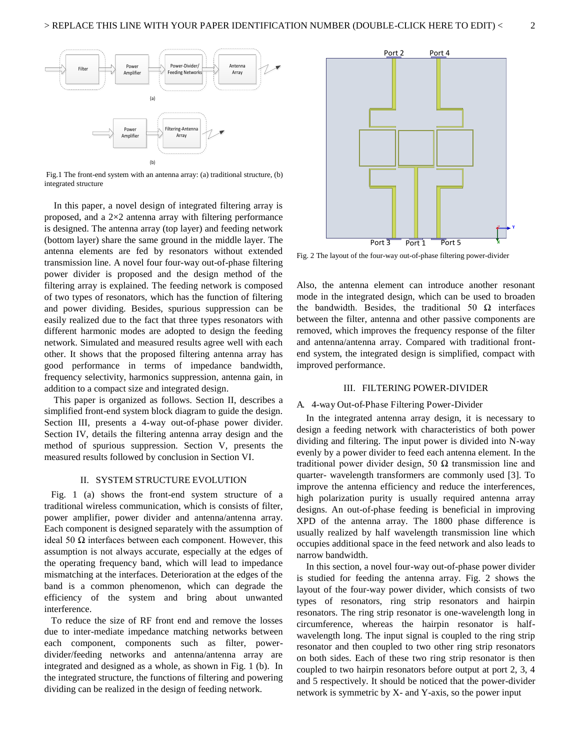Fig.1 The front-end system with an antenna array: (a) traditional structure, (b) integrated structure

In this paper, a novel design of integrated filtering array is proposed, and a 2×2 antenna array with filtering performance is designed. The antenna array (top layer) and feeding network (bottom layer) share the same ground in the middle layer. The antenna elements are fed by resonators without extended transmission line. A novel four four-way out-of-phase filtering power divider is proposed and the design method of the filtering array is explained. The feeding network is composed of two types of resonators, which has the function of filtering and power dividing. Besides, spurious suppression can be easily realized due to the fact that three types resonators with different harmonic modes are adopted to design the feeding network. Simulated and measured results agree well with each other. It shows that the proposed filtering antenna array has good performance in terms of impedance bandwidth, frequency selectivity, harmonics suppression, antenna gain, in addition to a compact size and integrated design.

This paper is organized as follows. Section II, describes a simplified front-end system block diagram to guide the design. Section III, presents a 4-way out-of-phase power divider. Section IV, details the filtering antenna array design and the method of spurious suppression. Section V, presents the measured results followed by conclusion in Section VI.

## II. System Structure Evolution

Fig. 1 (a) shows the front-end system structure of a traditional wireless communication, which is consists of filter, power amplifier, power divider and antenna/antenna array. Each component is designed separately with the assumption of ideal 50 Ω interfaces between each component. However, this assumption is not always accurate, especially at the edges of the operating frequency band, which will lead to impedance mismatching at the interfaces. Deterioration at the edges of the band is a common phenomenon, which can degrade the efficiency of the system and bring about unwanted interference.

To reduce the size of RF front end and remove the losses due to inter-mediate impedance matching networks between each component, components such as filter, power-divider/feeding networks and antenna/antenna array are integrated and designed as a whole, as shown in Fig. 1 (b). In the integrated structure, the functions of filtering and powering dividing can be realized in the design of feeding network. Also, the antenna element can introduce another resonant mode in the integrated design, which can be used to broaden the bandwidth. Besides, the traditional 50 Ω interfaces between the filter, antenna and other passive components are removed, which improves the frequency response of the filter and antenna/antenna array. Compared with traditional front-end system, the integrated design is simplified, compact with improved performance.

Fig. 2 The layout of the four-way out-of-phase filtering power-divider

## III. Filtering Power-Divider

### A. 4-way Out-of-Phase Filtering Power-Divider

In the integrated antenna array design, it is necessary to design a feeding network with characteristics of both power dividing and filtering. The input power is divided into N-way evenly by a power divider to feed each antenna element. In the traditional power divider design, 50 Ω transmission line and quarter- wavelength transformers are commonly used [3]. To improve the antenna efficiency and reduce the interferences, high polarization purity is usually required antenna array designs. An out-of-phase feeding is beneficial in improving XPD of the antenna array. The 1800 phase difference is usually realized by half wavelength transmission line which occupies additional space in the feed network and also leads to narrow bandwidth.

In this section, a novel four-way out-of-phase power divider is studied for feeding the antenna array. Fig. 2 shows the layout of the four-way power divider, which consists of two types of resonators, ring strip resonators and hairpin resonators. The ring strip resonator is one-wavelength long in circumference, whereas the hairpin resonator is half-wavelength long. The input signal is coupled to the ring strip resonator and then coupled to two other ring strip resonators on both sides. Each of these two ring strip resonator is then coupled to two hairpin resonators before output at port 2, 3, 4 and 5 respectively. It should be noticed that the power-divider network is symmetric by X- and Y-axis, so the power input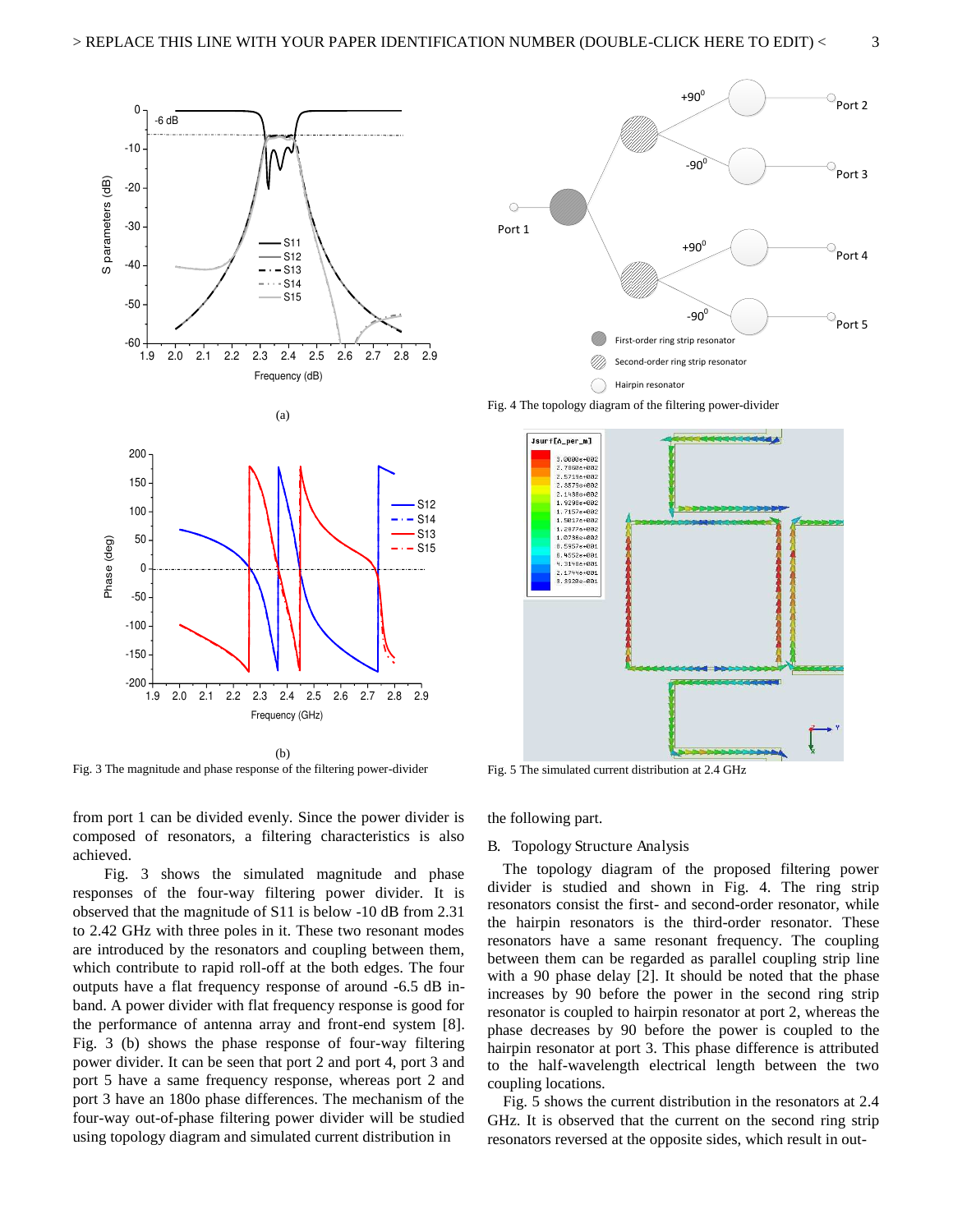(a)

(b)

Fig. 3 The magnitude and phase response of the filtering power-divider

Fig. 4 The topology diagram of the filtering power-divider

Fig. 5 The simulated current distribution at 2.4 GHz

from port 1 can be divided evenly. Since the power divider is composed of resonators, a filtering characteristics is also achieved.

Fig. 3 shows the simulated magnitude and phase responses of the four-way filtering power divider. It is observed that the magnitude of S11 is below -10 dB from 2.31 to 2.42 GHz with three poles in it. These two resonant modes are introduced by the resonators and coupling between them, which contribute to rapid roll-off at the both edges. The four outputs have a flat frequency response of around -6.5 dB in-band. A power divider with flat frequency response is good for the performance of antenna array and front-end system [8]. Fig. 3 (b) shows the phase response of four-way filtering power divider. It can be seen that port 2 and port 4, port 3 and port 5 have a same frequency response, whereas port 2 and port 3 have an 180o phase differences. The mechanism of the four-way out-of-phase filtering power divider will be studied using topology diagram and simulated current distribution in the following part.

## B. Topology Structure Analysis

The topology diagram of the proposed filtering power divider is studied and shown in Fig. 4. The ring strip resonators consist the first- and second-order resonator, while the hairpin resonators is the third-order resonator. These resonators have a same resonant frequency. The coupling between them can be regarded as parallel coupling strip line with a 90 phase delay [2]. It should be noted that the phase increases by 90 before the power in the second ring strip resonator is coupled to hairpin resonator at port 2, whereas the phase decreases by 90 before the power is coupled to the hairpin resonator at port 3. This phase difference is attributed to the half-wavelength electrical length between the two coupling locations.

Fig. 5 shows the current distribution in the resonators at 2.4 GHz. It is observed that the current on the second ring strip resonators reversed at the opposite sides, which result in out-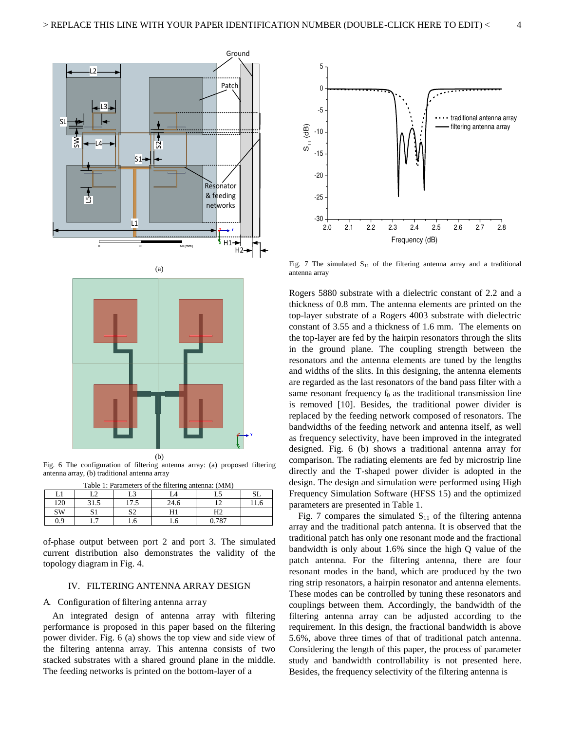(a)

(b)

Fig. 6 The configuration of filtering antenna array: (a) proposed filtering antenna array, (b) traditional antenna array

Table 1: Parameters of the filtering antenna: (MM)

| L1 | L2 | L3 | L4 | L5 | SL |
|---|---|---|---|---|---|
| 120 | 31.5 | 17.5 | 24.6 | 12 | 11.6 |
| SW | S1 | S2 | H1 | H2 | |
| 0.9 | 1.7 | 1.6 | 1.6 | 0.787 | |

of-phase output between port 2 and port 3. The simulated current distribution also demonstrates the validity of the topology diagram in Fig. 4.

## IV. Filtering Antenna Array Design

### A. Configuration of filtering antenna array

An integrated design of antenna array with filtering performance is proposed in this paper based on the filtering power divider. Fig. 6 (a) shows the top view and side view of the filtering antenna array. This antenna consists of two stacked substrates with a shared ground plane in the middle. The feeding networks is printed on the bottom-layer of a Rogers 5880 substrate with a dielectric constant of 2.2 and a thickness of 0.8 mm. The antenna elements are printed on the top-layer substrate of a Rogers 4003 substrate with dielectric constant of 3.55 and a thickness of 1.6 mm. The elements on the top-layer are fed by the hairpin resonators through the slits in the ground plane. The coupling strength between the resonators and the antenna elements are tuned by the lengths and widths of the slits. In this designing, the antenna elements are regarded as the last resonators of the band pass filter with a same resonant frequency $f_0$ as the traditional transmission line is removed [10]. Besides, the traditional power divider is replaced by the feeding network composed of resonators. The bandwidths of the feeding network and antenna itself, as well as frequency selectivity, have been improved in the integrated designed. Fig. 6 (b) shows a traditional antenna array for comparison. The radiating elements are fed by microstrip line directly and the T-shaped power divider is adopted in the design. The design and simulation were performed using High Frequency Simulation Software (HFSS 15) and the optimized parameters are presented in Table 1.

Fig. 7 The simulated $S_{11}$ of the filtering antenna array and a traditional antenna array

Fig. 7 compares the simulated $S_{11}$ of the filtering antenna array and the traditional patch antenna. It is observed that the traditional patch has only one resonant mode and the fractional bandwidth is only about 1.6% since the high Q value of the patch antenna. For the filtering antenna, there are four resonant modes in the band, which are produced by the two ring strip resonators, a hairpin resonator and antenna elements. These modes can be controlled by tuning these resonators and couplings between them. Accordingly, the bandwidth of the filtering antenna array can be adjusted according to the requirement. In this design, the fractional bandwidth is above 5.6%, above three times of that of traditional patch antenna. Considering the length of this paper, the process of parameter study and bandwidth controllability is not presented here. Besides, the frequency selectivity of the filtering antenna is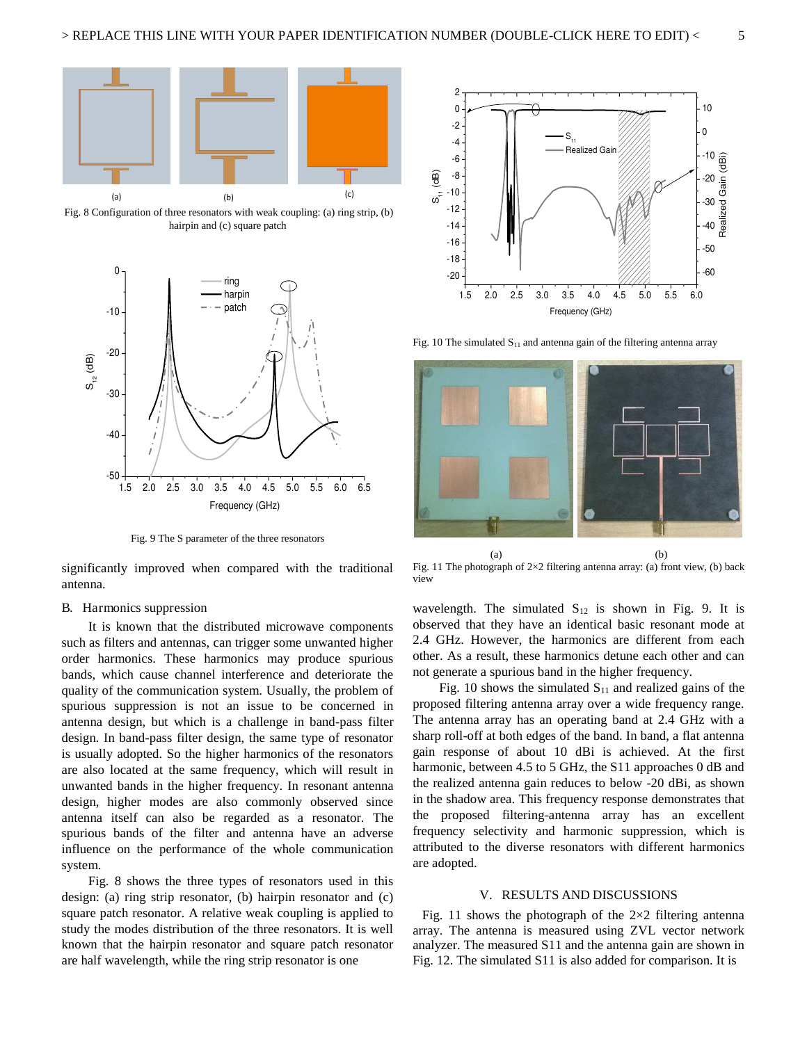Fig. 8 Configuration of three resonators with weak coupling: (a) ring strip, (b) hairpin and (c) square patch

Fig. 9 The S parameter of the three resonators

significantly improved when compared with the traditional antenna.

## B. Harmonics suppression

It is known that the distributed microwave components such as filters and antennas, can trigger some unwanted higher order harmonics. These harmonics may produce spurious bands, which cause channel interference and deteriorate the quality of the communication system. Usually, the problem of spurious suppression is not an issue to be concerned in antenna design, but which is a challenge in band-pass filter design. In band-pass filter design, the same type of resonator is usually adopted. So the higher harmonics of the resonators are also located at the same frequency, which will result in unwanted bands in the higher frequency. In resonant antenna design, higher modes are also commonly observed since antenna itself can also be regarded as a resonator. The spurious bands of the filter and antenna have an adverse influence on the performance of the whole communication system.

Fig. 8 shows the three types of resonators used in this design: (a) ring strip resonator, (b) hairpin resonator and (c) square patch resonator. A relative weak coupling is applied to study the modes distribution of the three resonators. It is well known that the hairpin resonator and square patch resonator are half wavelength, while the ring strip resonator is one wavelength. The simulated $S_{12}$ is shown in Fig. 9. It is observed that they have an identical basic resonant mode at 2.4 GHz. However, the harmonics are different from each other. As a result, these harmonics detune each other and can not generate a spurious band in the higher frequency.

Fig. 10 The simulated $S_{11}$ and antenna gain of the filtering antenna array

Fig. 11 The photograph of 2×2 filtering antenna array: (a) front view, (b) back view

Fig. 10 shows the simulated $S_{11}$ and realized gains of the proposed filtering antenna array over a wide frequency range. The antenna array has an operating band at 2.4 GHz with a sharp roll-off at both edges of the band. In band, a flat antenna gain response of about 10 dBi is achieved. At the first harmonic, between 4.5 to 5 GHz, the S11 approaches 0 dB and the realized antenna gain reduces to below -20 dBi, as shown in the shadow area. This frequency response demonstrates that the proposed filtering-antenna array has an excellent frequency selectivity and harmonic suppression, which is attributed to the diverse resonators with different harmonics are adopted.

# V. RESULTS AND DISCUSSIONS

Fig. 11 shows the photograph of the 2×2 filtering antenna array. The antenna is measured using ZVL vector network analyzer. The measured S11 and the antenna gain are shown in Fig. 12. The simulated S11 is also added for comparison. It is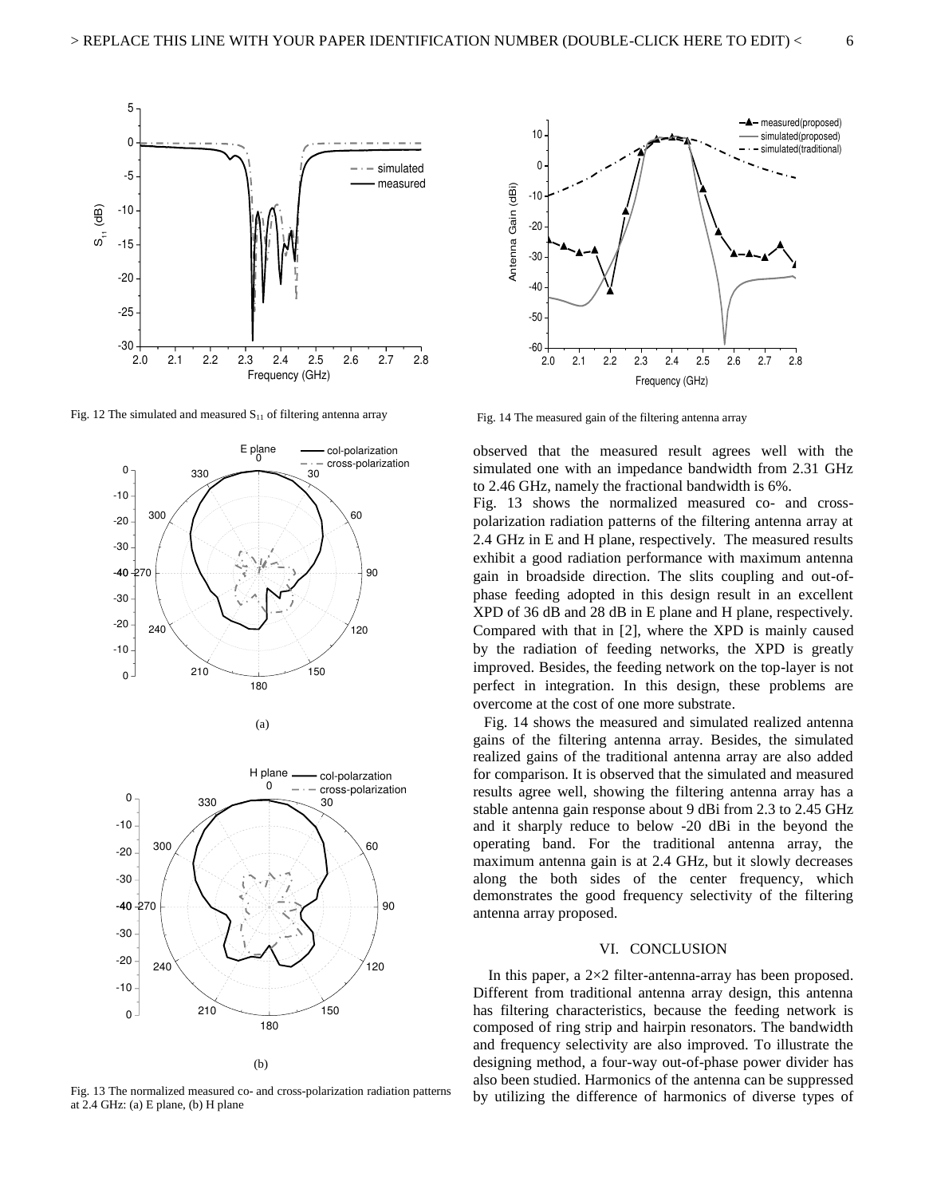Fig. 12 The simulated and measured $S_{11}$ of filtering antenna array

(a)

(b)

Fig. 13 The normalized measured co- and cross-polarization radiation patterns at 2.4 GHz: (a) E plane, (b) H plane

Fig. 14 The measured gain of the filtering antenna array

observed that the measured result agrees well with the simulated one with an impedance bandwidth from 2.31 GHz to 2.46 GHz, namely the fractional bandwidth is 6%.

Fig. 13 shows the normalized measured co- and cross-polarization radiation patterns of the filtering antenna array at 2.4 GHz in E and H plane, respectively. The measured results exhibit a good radiation performance with maximum antenna gain in broadside direction. The slits coupling and out-of-phase feeding adopted in this design result in an excellent XPD of 36 dB and 28 dB in E plane and H plane, respectively. Compared with that in [2], where the XPD is mainly caused by the radiation of feeding networks, the XPD is greatly improved. Besides, the feeding network on the top-layer is not perfect in integration. In this design, these problems are overcome at the cost of one more substrate.

Fig. 14 shows the measured and simulated realized antenna gains of the filtering antenna array. Besides, the simulated realized gains of the traditional antenna array are also added for comparison. It is observed that the simulated and measured results agree well, showing the filtering antenna array has a stable antenna gain response about 9 dBi from 2.3 to 2.45 GHz and it sharply reduce to below -20 dBi in the beyond the operating band. For the traditional antenna array, the maximum antenna gain is at 2.4 GHz, but it slowly decreases along the both sides of the center frequency, which demonstrates the good frequency selectivity of the filtering antenna array proposed.

## VI. CONCLUSION

In this paper, a 2×2 filter-antenna-array has been proposed. Different from traditional antenna array design, this antenna has filtering characteristics, because the feeding network is composed of ring strip and hairpin resonators. The bandwidth and frequency selectivity are also improved. To illustrate the designing method, a four-way out-of-phase power divider has also been studied. Harmonics of the antenna can be suppressed by utilizing the difference of harmonics of diverse types of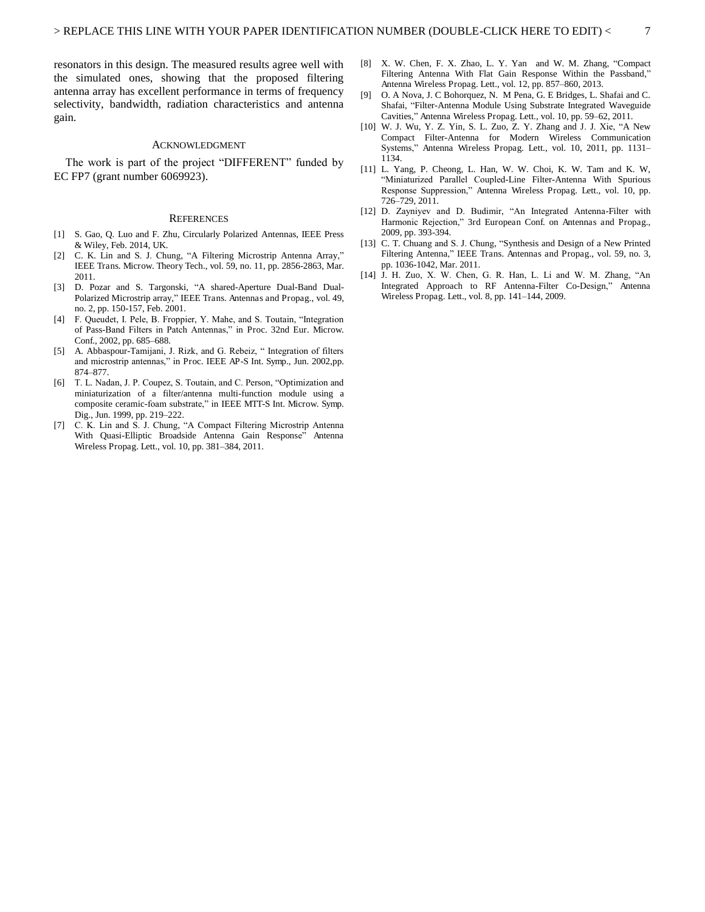resonators in this design. The measured results agree well with the simulated ones, showing that the proposed filtering antenna array has excellent performance in terms of frequency selectivity, bandwidth, radiation characteristics and antenna gain.

## Acknowledgment

The work is part of the project "DIFFERENT" funded by EC FP7 (grant number 6069923).

## References

[1] S. Gao, Q. Luo and F. Zhu, Circularly Polarized Antennas, IEEE Press & Wiley, Feb. 2014, UK.

[2] C. K. Lin and S. J. Chung, "A Filtering Microstrip Antenna Array," IEEE Trans. Microw. Theory Tech., vol. 59, no. 11, pp. 2856-2863, Mar. 2011.

[3] D. Pozar and S. Targonski, "A shared-Aperture Dual-Band Dual-Polarized Microstrip array," IEEE Trans. Antennas and Propag., vol. 49, no. 2, pp. 150-157, Feb. 2001.

[4] F. Queudet, I. Pele, B. Froppier, Y. Mahe, and S. Toutain, "Integration of Pass-Band Filters in Patch Antennas," in Proc. 32nd Eur. Microw. Conf., 2002, pp. 685–688.

[5] A. Abbaspour-Tamijani, J. Rizk, and G. Rebeiz, " Integration of filters and microstrip antennas," in Proc. IEEE AP-S Int. Symp., Jun. 2002,pp. 874–877.

[6] T. L. Nadan, J. P. Coupez, S. Toutain, and C. Person, "Optimization and miniaturization of a filter/antenna multi-function module using a composite ceramic-foam substrate," in IEEE MTT-S Int. Microw. Symp. Dig., Jun. 1999, pp. 219–222.

[7] C. K. Lin and S. J. Chung, "A Compact Filtering Microstrip Antenna With Quasi-Elliptic Broadside Antenna Gain Response" Antenna Wireless Propag. Lett., vol. 10, pp. 381–384, 2011.

[8] X. W. Chen, F. X. Zhao, L. Y. Yan and W. M. Zhang, "Compact Filtering Antenna With Flat Gain Response Within the Passband," Antenna Wireless Propag. Lett., vol. 12, pp. 857–860, 2013.

[9] O. A Nova, J. C Bohorquez, N. M Pena, G. E Bridges, L. Shafai and C. Shafai, "Filter-Antenna Module Using Substrate Integrated Waveguide Cavities," Antenna Wireless Propag. Lett., vol. 10, pp. 59–62, 2011.

[10] W. J. Wu, Y. Z. Yin, S. L. Zuo, Z. Y. Zhang and J. J. Xie, "A New Compact Filter-Antenna for Modern Wireless Communication Systems," Antenna Wireless Propag. Lett., vol. 10, 2011, pp. 1131–1134.

[11] L. Yang, P. Cheong, L. Han, W. W. Choi, K. W. Tam and K. W, "Miniaturized Parallel Coupled-Line Filter-Antenna With Spurious Response Suppression," Antenna Wireless Propag. Lett., vol. 10, pp. 726–729, 2011.

[12] D. Zayniyev and D. Budimir, "An Integrated Antenna-Filter with Harmonic Rejection," 3rd European Conf. on Antennas and Propag., 2009, pp. 393-394.

[13] C. T. Chuang and S. J. Chung, "Synthesis and Design of a New Printed Filtering Antenna," IEEE Trans. Antennas and Propag., vol. 59, no. 3, pp. 1036-1042, Mar. 2011.

[14] J. H. Zuo, X. W. Chen, G. R. Han, L. Li and W. M. Zhang, "An Integrated Approach to RF Antenna-Filter Co-Design," Antenna Wireless Propag. Lett., vol. 8, pp. 141–144, 2009.